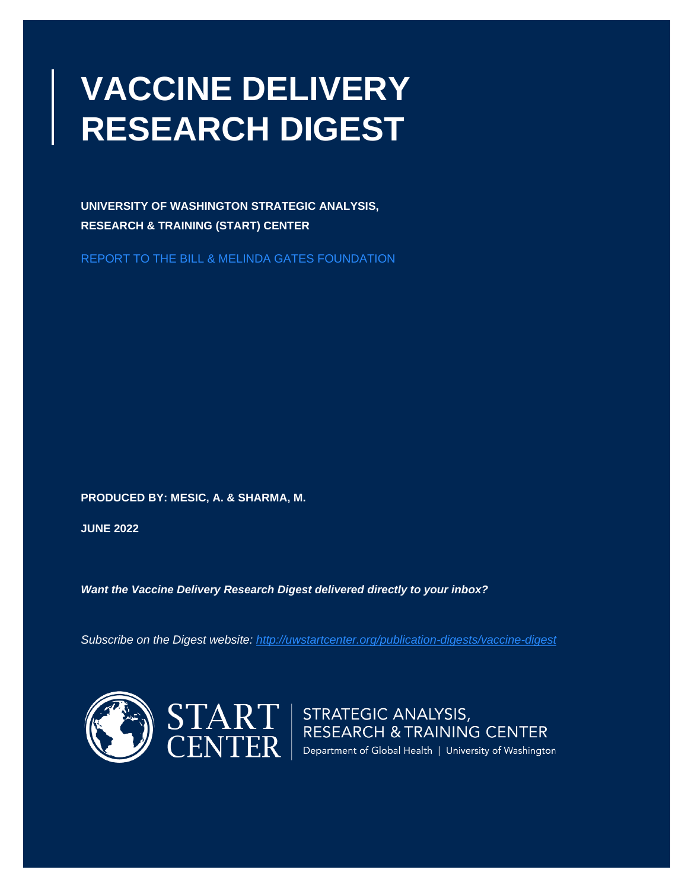# VACCINE DELIVERY RESEARCH DIGEST

**UNIVERSITY OF WASHINGTON STRATEGIC ANALYSIS, RESEARCH & TRAINING (START) CENTER**

REPORT TO THE BILL & MELINDA GATES FOUNDATION

**PRODUCED BY: MESIC, A. & SHARMA, M.**

**JUNE 2022**

***Want the Vaccine Delivery Research Digest delivered directly to your inbox?***

*Subscribe on the Digest website: http://uwstartcenter.org/publication-digests/vaccine-digest*

START CENTER | STRATEGIC ANALYSIS, RESEARCH & TRAINING CENTER

Department of Global Health | University of Washington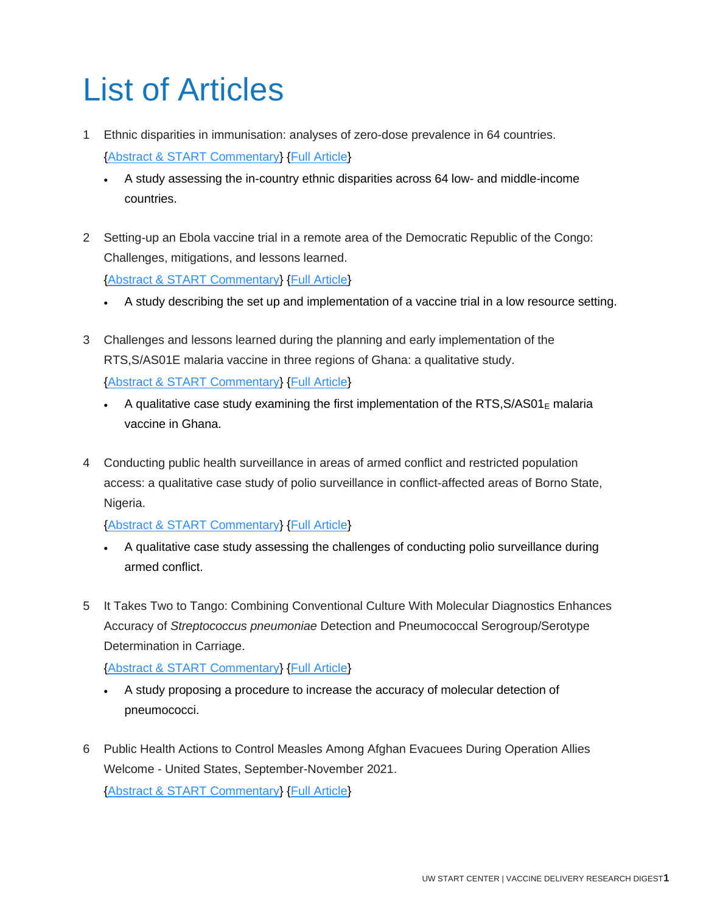# List of Articles

1 Ethnic disparities in immunisation: analyses of zero-dose prevalence in 64 countries.
{Abstract & START Commentary} {Full Article}

- A study assessing the in-country ethnic disparities across 64 low- and middle-income countries.

2 Setting-up an Ebola vaccine trial in a remote area of the Democratic Republic of the Congo: Challenges, mitigations, and lessons learned.
{Abstract & START Commentary} {Full Article}

- A study describing the set up and implementation of a vaccine trial in a low resource setting.

3 Challenges and lessons learned during the planning and early implementation of the RTS,S/AS01E malaria vaccine in three regions of Ghana: a qualitative study.
{Abstract & START Commentary} {Full Article}

- A qualitative case study examining the first implementation of the RTS,S/AS01$_E$ malaria vaccine in Ghana.

4 Conducting public health surveillance in areas of armed conflict and restricted population access: a qualitative case study of polio surveillance in conflict-affected areas of Borno State, Nigeria.
{Abstract & START Commentary} {Full Article}

- A qualitative case study assessing the challenges of conducting polio surveillance during armed conflict.

5 It Takes Two to Tango: Combining Conventional Culture With Molecular Diagnostics Enhances Accuracy of *Streptococcus pneumoniae* Detection and Pneumococcal Serogroup/Serotype Determination in Carriage.
{Abstract & START Commentary} {Full Article}

- A study proposing a procedure to increase the accuracy of molecular detection of pneumococci.

6 Public Health Actions to Control Measles Among Afghan Evacuees During Operation Allies Welcome - United States, September-November 2021.
{Abstract & START Commentary} {Full Article}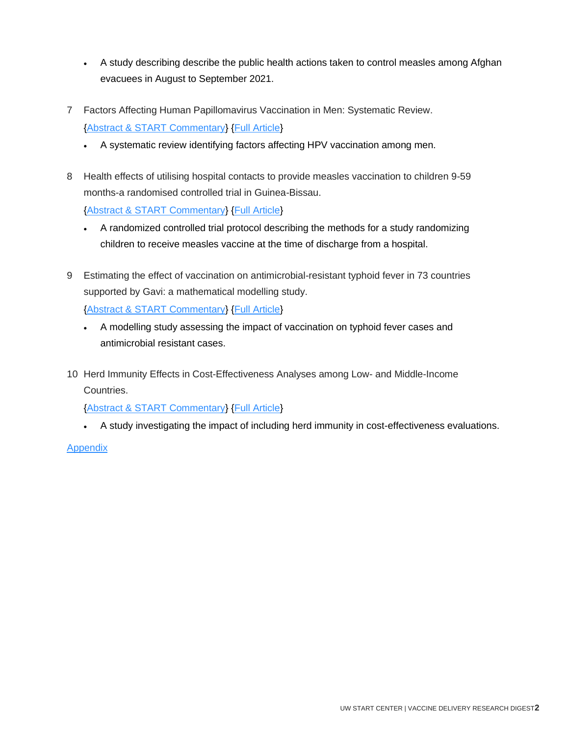- A study describing describe the public health actions taken to control measles among Afghan evacuees in August to September 2021.

7. Factors Affecting Human Papillomavirus Vaccination in Men: Systematic Review.
   {Abstract & START Commentary} {Full Article}
   - A systematic review identifying factors affecting HPV vaccination among men.

8. Health effects of utilising hospital contacts to provide measles vaccination to children 9-59 months-a randomised controlled trial in Guinea-Bissau.
   {Abstract & START Commentary} {Full Article}
   - A randomized controlled trial protocol describing the methods for a study randomizing children to receive measles vaccine at the time of discharge from a hospital.

9. Estimating the effect of vaccination on antimicrobial-resistant typhoid fever in 73 countries supported by Gavi: a mathematical modelling study.
   {Abstract & START Commentary} {Full Article}
   - A modelling study assessing the impact of vaccination on typhoid fever cases and antimicrobial resistant cases.

10. Herd Immunity Effects in Cost-Effectiveness Analyses among Low- and Middle-Income Countries.
    {Abstract & START Commentary} {Full Article}
    - A study investigating the impact of including herd immunity in cost-effectiveness evaluations.

Appendix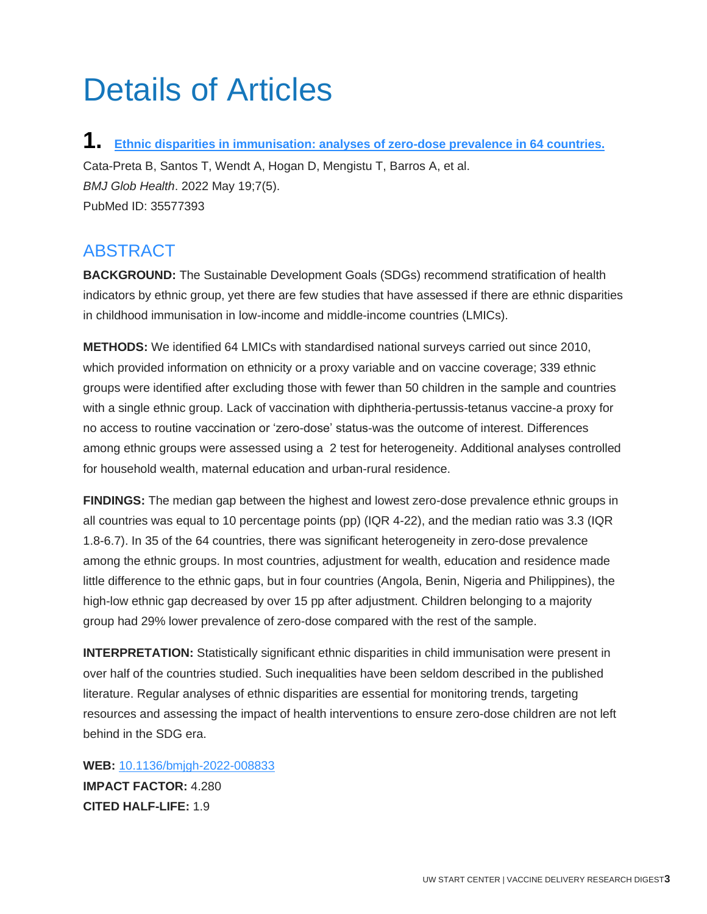# Details of Articles

## 1. [Ethnic disparities in immunisation: analyses of zero-dose prevalence in 64 countries.](https://doi.org/10.1136/bmjgh-2022-008833)

Cata-Preta B, Santos T, Wendt A, Hogan D, Mengistu T, Barros A, et al.
*BMJ Glob Health*. 2022 May 19;7(5).
PubMed ID: 35577393

### ABSTRACT

**BACKGROUND:** The Sustainable Development Goals (SDGs) recommend stratification of health indicators by ethnic group, yet there are few studies that have assessed if there are ethnic disparities in childhood immunisation in low-income and middle-income countries (LMICs).

**METHODS:** We identified 64 LMICs with standardised national surveys carried out since 2010, which provided information on ethnicity or a proxy variable and on vaccine coverage; 339 ethnic groups were identified after excluding those with fewer than 50 children in the sample and countries with a single ethnic group. Lack of vaccination with diphtheria-pertussis-tetanus vaccine-a proxy for no access to routine vaccination or 'zero-dose' status-was the outcome of interest. Differences among ethnic groups were assessed using a  2 test for heterogeneity. Additional analyses controlled for household wealth, maternal education and urban-rural residence.

**FINDINGS:** The median gap between the highest and lowest zero-dose prevalence ethnic groups in all countries was equal to 10 percentage points (pp) (IQR 4-22), and the median ratio was 3.3 (IQR 1.8-6.7). In 35 of the 64 countries, there was significant heterogeneity in zero-dose prevalence among the ethnic groups. In most countries, adjustment for wealth, education and residence made little difference to the ethnic gaps, but in four countries (Angola, Benin, Nigeria and Philippines), the high-low ethnic gap decreased by over 15 pp after adjustment. Children belonging to a majority group had 29% lower prevalence of zero-dose compared with the rest of the sample.

**INTERPRETATION:** Statistically significant ethnic disparities in child immunisation were present in over half of the countries studied. Such inequalities have been seldom described in the published literature. Regular analyses of ethnic disparities are essential for monitoring trends, targeting resources and assessing the impact of health interventions to ensure zero-dose children are not left behind in the SDG era.

**WEB:** [10.1136/bmjgh-2022-008833](https://doi.org/10.1136/bmjgh-2022-008833)
**IMPACT FACTOR:** 4.280
**CITED HALF-LIFE:** 1.9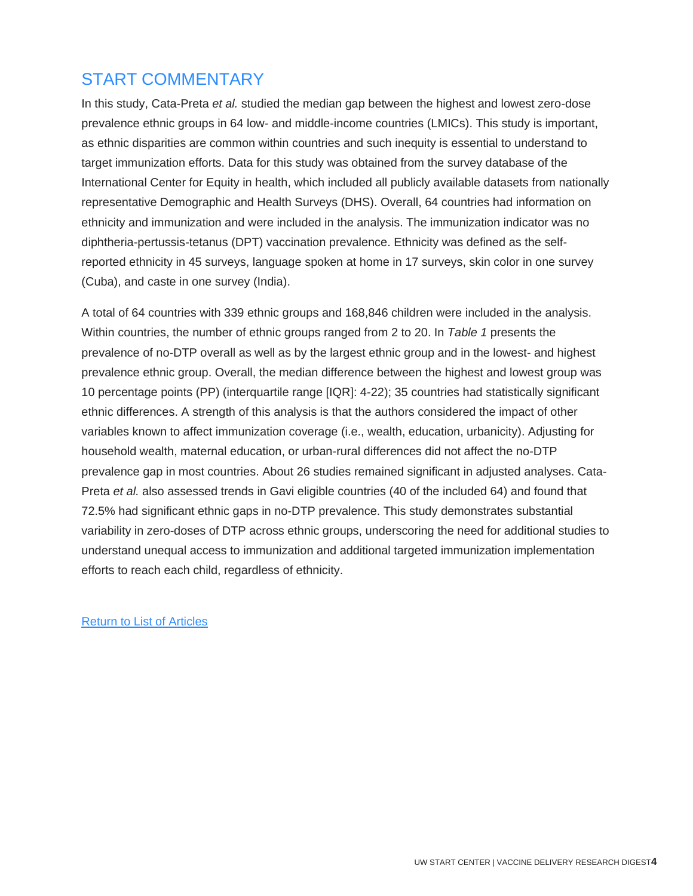## START COMMENTARY

In this study, Cata-Preta *et al.* studied the median gap between the highest and lowest zero-dose prevalence ethnic groups in 64 low- and middle-income countries (LMICs). This study is important, as ethnic disparities are common within countries and such inequity is essential to understand to target immunization efforts. Data for this study was obtained from the survey database of the International Center for Equity in health, which included all publicly available datasets from nationally representative Demographic and Health Surveys (DHS). Overall, 64 countries had information on ethnicity and immunization and were included in the analysis. The immunization indicator was no diphtheria-pertussis-tetanus (DPT) vaccination prevalence. Ethnicity was defined as the self-reported ethnicity in 45 surveys, language spoken at home in 17 surveys, skin color in one survey (Cuba), and caste in one survey (India).

A total of 64 countries with 339 ethnic groups and 168,846 children were included in the analysis. Within countries, the number of ethnic groups ranged from 2 to 20. In *Table 1* presents the prevalence of no-DTP overall as well as by the largest ethnic group and in the lowest- and highest prevalence ethnic group. Overall, the median difference between the highest and lowest group was 10 percentage points (PP) (interquartile range [IQR]: 4-22); 35 countries had statistically significant ethnic differences. A strength of this analysis is that the authors considered the impact of other variables known to affect immunization coverage (i.e., wealth, education, urbanicity). Adjusting for household wealth, maternal education, or urban-rural differences did not affect the no-DTP prevalence gap in most countries. About 26 studies remained significant in adjusted analyses. Cata-Preta *et al.* also assessed trends in Gavi eligible countries (40 of the included 64) and found that 72.5% had significant ethnic gaps in no-DTP prevalence. This study demonstrates substantial variability in zero-doses of DTP across ethnic groups, underscoring the need for additional studies to understand unequal access to immunization and additional targeted immunization implementation efforts to reach each child, regardless of ethnicity.

Return to List of Articles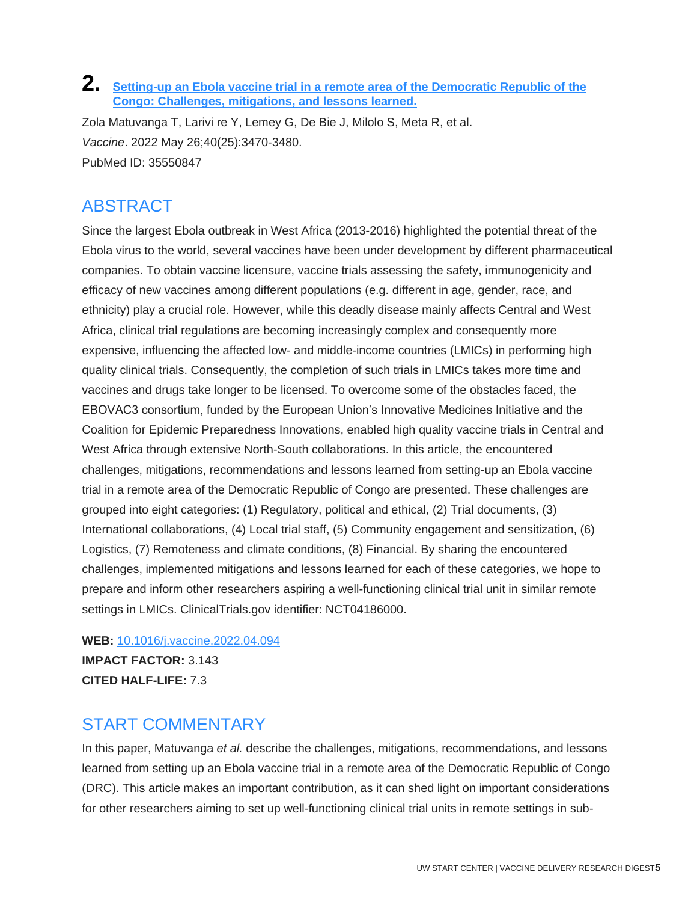## 2. [Setting-up an Ebola vaccine trial in a remote area of the Democratic Republic of the Congo: Challenges, mitigations, and lessons learned.](https://doi.org/10.1016/j.vaccine.2022.04.094)

Zola Matuvanga T, Larivi re Y, Lemey G, De Bie J, Milolo S, Meta R, et al.
*Vaccine*. 2022 May 26;40(25):3470-3480.
PubMed ID: 35550847

## ABSTRACT

Since the largest Ebola outbreak in West Africa (2013-2016) highlighted the potential threat of the Ebola virus to the world, several vaccines have been under development by different pharmaceutical companies. To obtain vaccine licensure, vaccine trials assessing the safety, immunogenicity and efficacy of new vaccines among different populations (e.g. different in age, gender, race, and ethnicity) play a crucial role. However, while this deadly disease mainly affects Central and West Africa, clinical trial regulations are becoming increasingly complex and consequently more expensive, influencing the affected low- and middle-income countries (LMICs) in performing high quality clinical trials. Consequently, the completion of such trials in LMICs takes more time and vaccines and drugs take longer to be licensed. To overcome some of the obstacles faced, the EBOVAC3 consortium, funded by the European Union's Innovative Medicines Initiative and the Coalition for Epidemic Preparedness Innovations, enabled high quality vaccine trials in Central and West Africa through extensive North-South collaborations. In this article, the encountered challenges, mitigations, recommendations and lessons learned from setting-up an Ebola vaccine trial in a remote area of the Democratic Republic of Congo are presented. These challenges are grouped into eight categories: (1) Regulatory, political and ethical, (2) Trial documents, (3) International collaborations, (4) Local trial staff, (5) Community engagement and sensitization, (6) Logistics, (7) Remoteness and climate conditions, (8) Financial. By sharing the encountered challenges, implemented mitigations and lessons learned for each of these categories, we hope to prepare and inform other researchers aspiring a well-functioning clinical trial unit in similar remote settings in LMICs. ClinicalTrials.gov identifier: NCT04186000.

**WEB:** [10.1016/j.vaccine.2022.04.094](https://doi.org/10.1016/j.vaccine.2022.04.094)
**IMPACT FACTOR:** 3.143
**CITED HALF-LIFE:** 7.3

## START COMMENTARY

In this paper, Matuvanga *et al.* describe the challenges, mitigations, recommendations, and lessons learned from setting up an Ebola vaccine trial in a remote area of the Democratic Republic of Congo (DRC). This article makes an important contribution, as it can shed light on important considerations for other researchers aiming to set up well-functioning clinical trial units in remote settings in sub-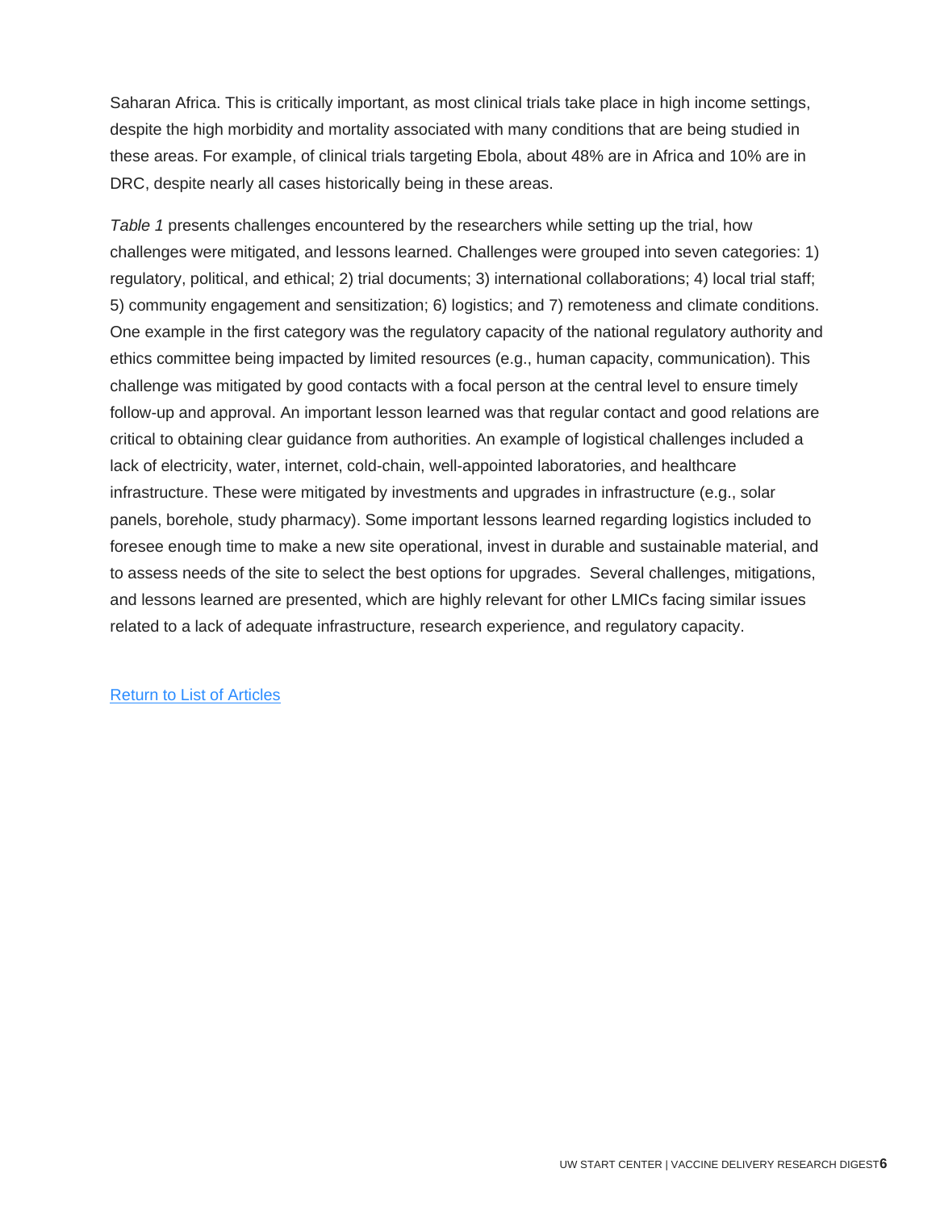Saharan Africa. This is critically important, as most clinical trials take place in high income settings, despite the high morbidity and mortality associated with many conditions that are being studied in these areas. For example, of clinical trials targeting Ebola, about 48% are in Africa and 10% are in DRC, despite nearly all cases historically being in these areas.

*Table 1* presents challenges encountered by the researchers while setting up the trial, how challenges were mitigated, and lessons learned. Challenges were grouped into seven categories: 1) regulatory, political, and ethical; 2) trial documents; 3) international collaborations; 4) local trial staff; 5) community engagement and sensitization; 6) logistics; and 7) remoteness and climate conditions. One example in the first category was the regulatory capacity of the national regulatory authority and ethics committee being impacted by limited resources (e.g., human capacity, communication). This challenge was mitigated by good contacts with a focal person at the central level to ensure timely follow-up and approval. An important lesson learned was that regular contact and good relations are critical to obtaining clear guidance from authorities. An example of logistical challenges included a lack of electricity, water, internet, cold-chain, well-appointed laboratories, and healthcare infrastructure. These were mitigated by investments and upgrades in infrastructure (e.g., solar panels, borehole, study pharmacy). Some important lessons learned regarding logistics included to foresee enough time to make a new site operational, invest in durable and sustainable material, and to assess needs of the site to select the best options for upgrades. Several challenges, mitigations, and lessons learned are presented, which are highly relevant for other LMICs facing similar issues related to a lack of adequate infrastructure, research experience, and regulatory capacity.

[Return to List of Articles](#)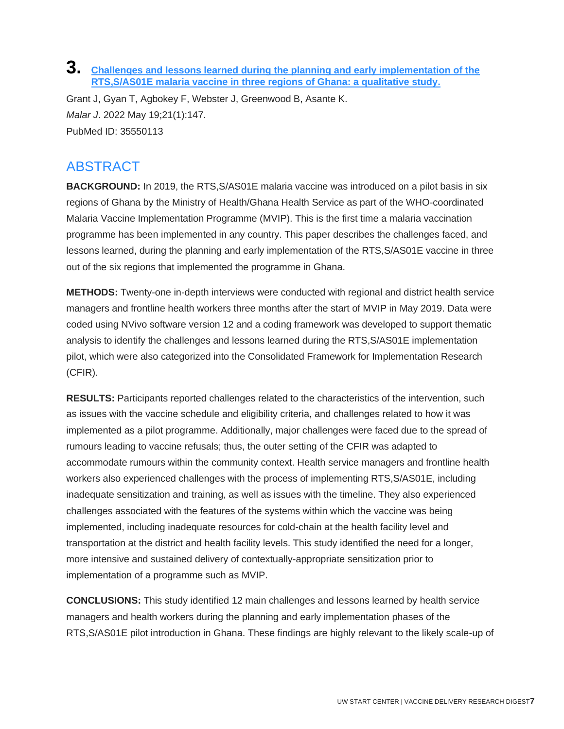## 3. [Challenges and lessons learned during the planning and early implementation of the RTS,S/AS01E malaria vaccine in three regions of Ghana: a qualitative study.]

Grant J, Gyan T, Agbokey F, Webster J, Greenwood B, Asante K.

*Malar J*. 2022 May 19;21(1):147.

PubMed ID: 35550113

## ABSTRACT

**BACKGROUND:** In 2019, the RTS,S/AS01E malaria vaccine was introduced on a pilot basis in six regions of Ghana by the Ministry of Health/Ghana Health Service as part of the WHO-coordinated Malaria Vaccine Implementation Programme (MVIP). This is the first time a malaria vaccination programme has been implemented in any country. This paper describes the challenges faced, and lessons learned, during the planning and early implementation of the RTS,S/AS01E vaccine in three out of the six regions that implemented the programme in Ghana.

**METHODS:** Twenty-one in-depth interviews were conducted with regional and district health service managers and frontline health workers three months after the start of MVIP in May 2019. Data were coded using NVivo software version 12 and a coding framework was developed to support thematic analysis to identify the challenges and lessons learned during the RTS,S/AS01E implementation pilot, which were also categorized into the Consolidated Framework for Implementation Research (CFIR).

**RESULTS:** Participants reported challenges related to the characteristics of the intervention, such as issues with the vaccine schedule and eligibility criteria, and challenges related to how it was implemented as a pilot programme. Additionally, major challenges were faced due to the spread of rumours leading to vaccine refusals; thus, the outer setting of the CFIR was adapted to accommodate rumours within the community context. Health service managers and frontline health workers also experienced challenges with the process of implementing RTS,S/AS01E, including inadequate sensitization and training, as well as issues with the timeline. They also experienced challenges associated with the features of the systems within which the vaccine was being implemented, including inadequate resources for cold-chain at the health facility level and transportation at the district and health facility levels. This study identified the need for a longer, more intensive and sustained delivery of contextually-appropriate sensitization prior to implementation of a programme such as MVIP.

**CONCLUSIONS:** This study identified 12 main challenges and lessons learned by health service managers and health workers during the planning and early implementation phases of the RTS,S/AS01E pilot introduction in Ghana. These findings are highly relevant to the likely scale-up of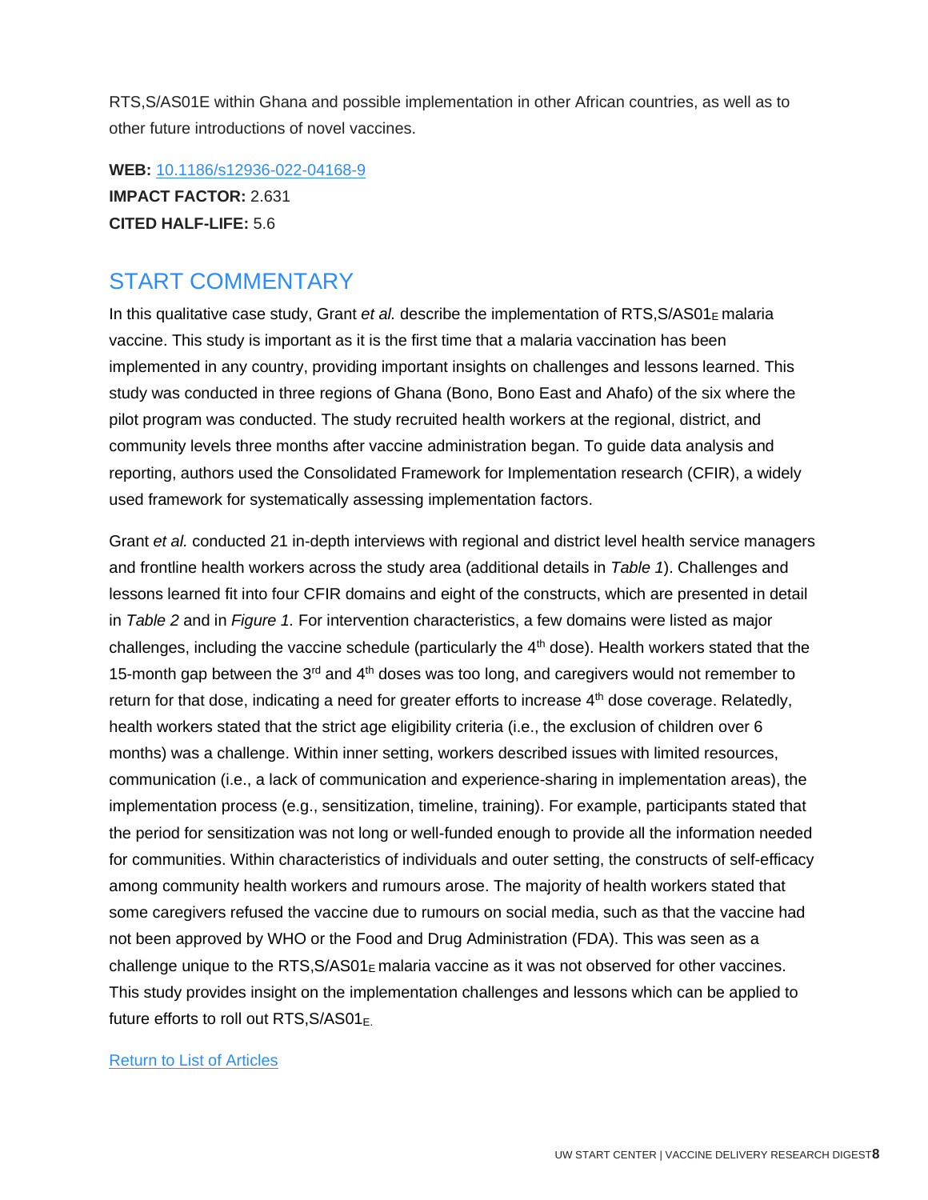RTS,S/AS01E within Ghana and possible implementation in other African countries, as well as to other future introductions of novel vaccines.

**WEB:** [10.1186/s12936-022-04168-9](https://doi.org/10.1186/s12936-022-04168-9)
**IMPACT FACTOR:** 2.631
**CITED HALF-LIFE:** 5.6

## START COMMENTARY

In this qualitative case study, Grant *et al.* describe the implementation of RTS,S/AS01$_E$ malaria vaccine. This study is important as it is the first time that a malaria vaccination has been implemented in any country, providing important insights on challenges and lessons learned. This study was conducted in three regions of Ghana (Bono, Bono East and Ahafo) of the six where the pilot program was conducted. The study recruited health workers at the regional, district, and community levels three months after vaccine administration began. To guide data analysis and reporting, authors used the Consolidated Framework for Implementation research (CFIR), a widely used framework for systematically assessing implementation factors.

Grant *et al.* conducted 21 in-depth interviews with regional and district level health service managers and frontline health workers across the study area (additional details in *Table 1*). Challenges and lessons learned fit into four CFIR domains and eight of the constructs, which are presented in detail in *Table 2* and in *Figure 1.* For intervention characteristics, a few domains were listed as major challenges, including the vaccine schedule (particularly the 4$^{th}$ dose). Health workers stated that the 15-month gap between the 3$^{rd}$ and 4$^{th}$ doses was too long, and caregivers would not remember to return for that dose, indicating a need for greater efforts to increase 4$^{th}$ dose coverage. Relatedly, health workers stated that the strict age eligibility criteria (i.e., the exclusion of children over 6 months) was a challenge. Within inner setting, workers described issues with limited resources, communication (i.e., a lack of communication and experience-sharing in implementation areas), the implementation process (e.g., sensitization, timeline, training). For example, participants stated that the period for sensitization was not long or well-funded enough to provide all the information needed for communities. Within characteristics of individuals and outer setting, the constructs of self-efficacy among community health workers and rumours arose. The majority of health workers stated that some caregivers refused the vaccine due to rumours on social media, such as that the vaccine had not been approved by WHO or the Food and Drug Administration (FDA). This was seen as a challenge unique to the RTS,S/AS01$_E$ malaria vaccine as it was not observed for other vaccines. This study provides insight on the implementation challenges and lessons which can be applied to future efforts to roll out RTS,S/AS01$_E$.

Return to List of Articles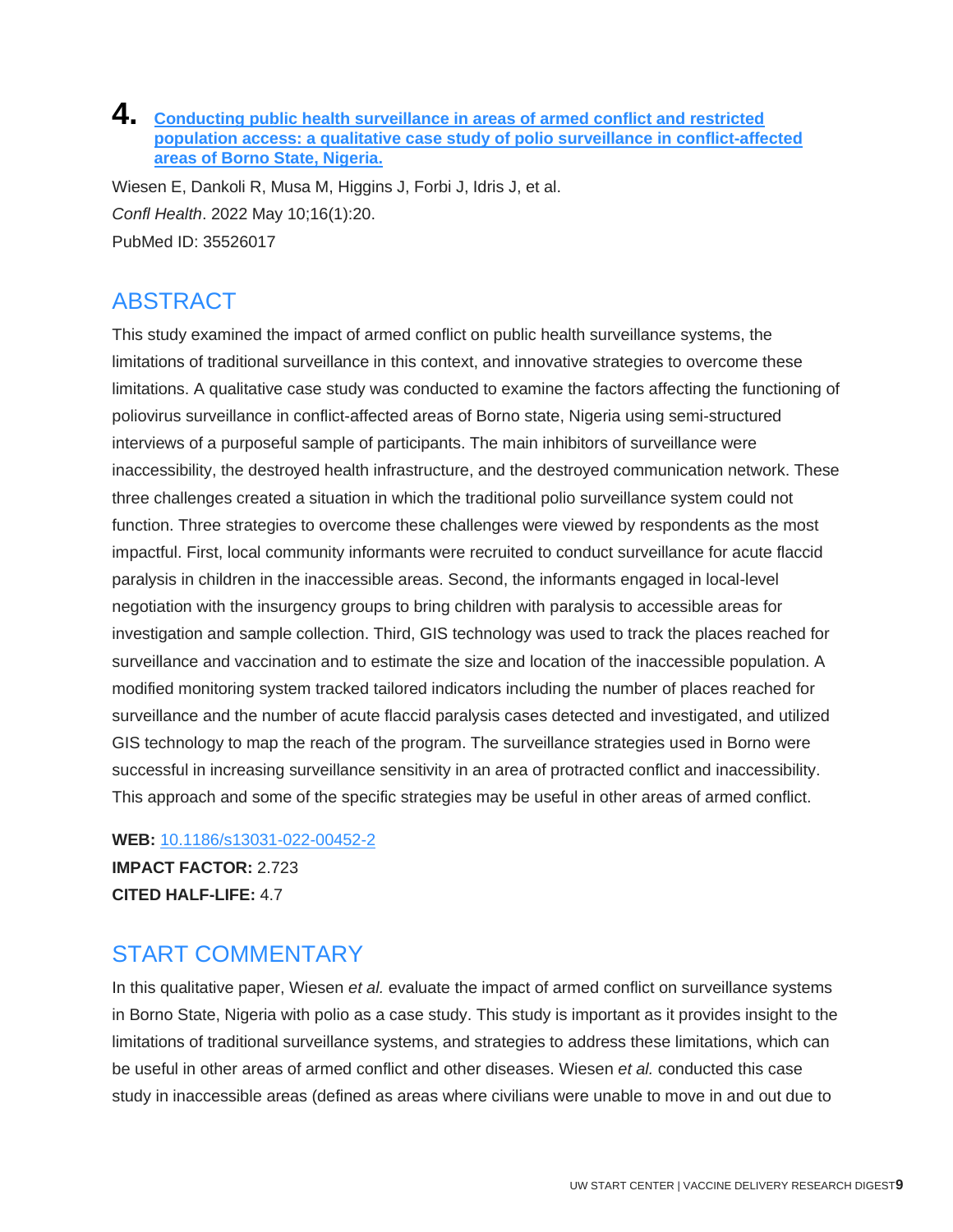## 4. [Conducting public health surveillance in areas of armed conflict and restricted population access: a qualitative case study of polio surveillance in conflict-affected areas of Borno State, Nigeria.](https://doi.org/10.1186/s13031-022-00452-2)

Wiesen E, Dankoli R, Musa M, Higgins J, Forbi J, Idris J, et al.

*Confl Health*. 2022 May 10;16(1):20.

PubMed ID: 35526017

## ABSTRACT

This study examined the impact of armed conflict on public health surveillance systems, the limitations of traditional surveillance in this context, and innovative strategies to overcome these limitations. A qualitative case study was conducted to examine the factors affecting the functioning of poliovirus surveillance in conflict-affected areas of Borno state, Nigeria using semi-structured interviews of a purposeful sample of participants. The main inhibitors of surveillance were inaccessibility, the destroyed health infrastructure, and the destroyed communication network. These three challenges created a situation in which the traditional polio surveillance system could not function. Three strategies to overcome these challenges were viewed by respondents as the most impactful. First, local community informants were recruited to conduct surveillance for acute flaccid paralysis in children in the inaccessible areas. Second, the informants engaged in local-level negotiation with the insurgency groups to bring children with paralysis to accessible areas for investigation and sample collection. Third, GIS technology was used to track the places reached for surveillance and vaccination and to estimate the size and location of the inaccessible population. A modified monitoring system tracked tailored indicators including the number of places reached for surveillance and the number of acute flaccid paralysis cases detected and investigated, and utilized GIS technology to map the reach of the program. The surveillance strategies used in Borno were successful in increasing surveillance sensitivity in an area of protracted conflict and inaccessibility. This approach and some of the specific strategies may be useful in other areas of armed conflict.

**WEB:** [10.1186/s13031-022-00452-2](https://doi.org/10.1186/s13031-022-00452-2)

**IMPACT FACTOR:** 2.723

**CITED HALF-LIFE:** 4.7

## START COMMENTARY

In this qualitative paper, Wiesen *et al.* evaluate the impact of armed conflict on surveillance systems in Borno State, Nigeria with polio as a case study. This study is important as it provides insight to the limitations of traditional surveillance systems, and strategies to address these limitations, which can be useful in other areas of armed conflict and other diseases. Wiesen *et al.* conducted this case study in inaccessible areas (defined as areas where civilians were unable to move in and out due to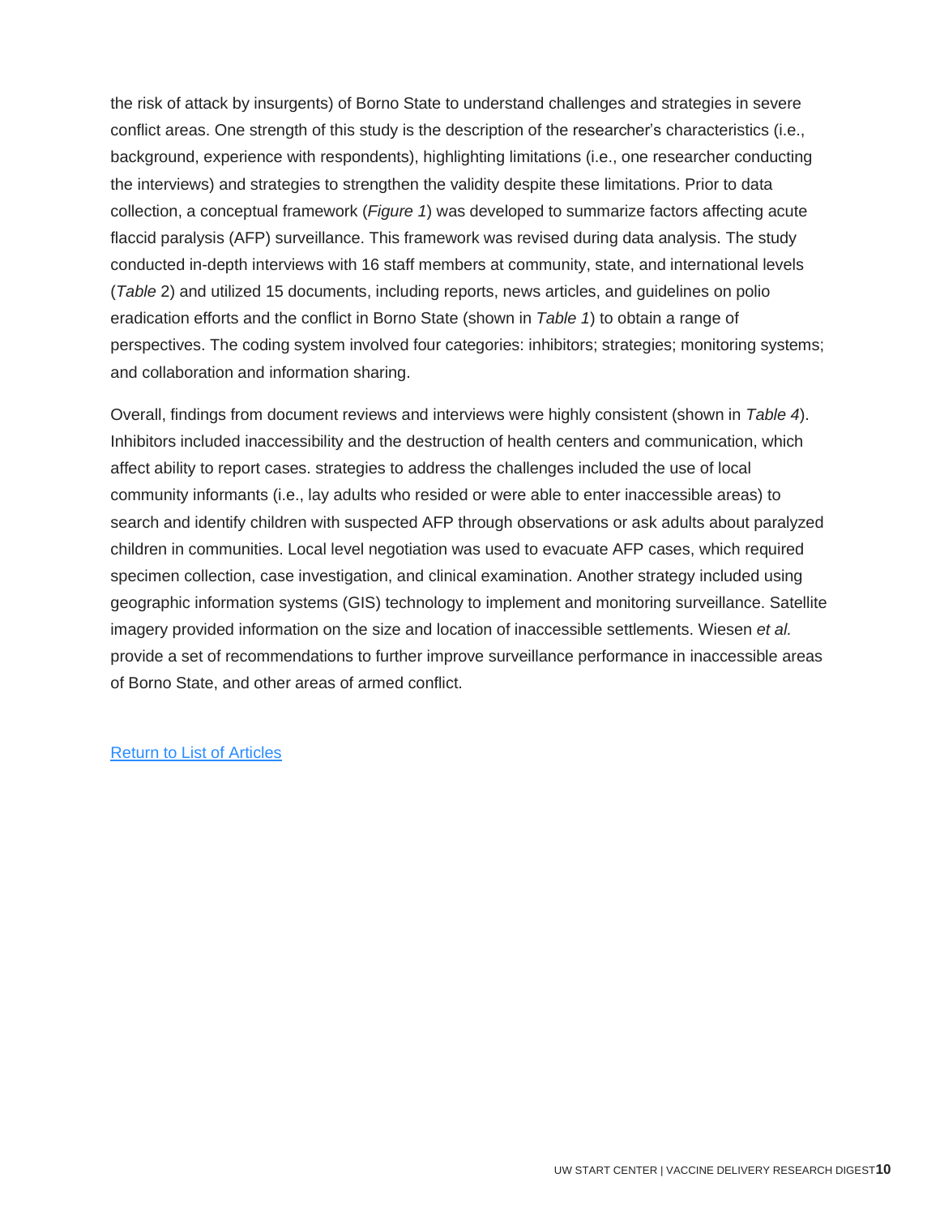the risk of attack by insurgents) of Borno State to understand challenges and strategies in severe conflict areas. One strength of this study is the description of the researcher's characteristics (i.e., background, experience with respondents), highlighting limitations (i.e., one researcher conducting the interviews) and strategies to strengthen the validity despite these limitations. Prior to data collection, a conceptual framework (*Figure 1*) was developed to summarize factors affecting acute flaccid paralysis (AFP) surveillance. This framework was revised during data analysis. The study conducted in-depth interviews with 16 staff members at community, state, and international levels (*Table* 2) and utilized 15 documents, including reports, news articles, and guidelines on polio eradication efforts and the conflict in Borno State (shown in *Table 1*) to obtain a range of perspectives. The coding system involved four categories: inhibitors; strategies; monitoring systems; and collaboration and information sharing.

Overall, findings from document reviews and interviews were highly consistent (shown in *Table 4*). Inhibitors included inaccessibility and the destruction of health centers and communication, which affect ability to report cases. strategies to address the challenges included the use of local community informants (i.e., lay adults who resided or were able to enter inaccessible areas) to search and identify children with suspected AFP through observations or ask adults about paralyzed children in communities. Local level negotiation was used to evacuate AFP cases, which required specimen collection, case investigation, and clinical examination. Another strategy included using geographic information systems (GIS) technology to implement and monitoring surveillance. Satellite imagery provided information on the size and location of inaccessible settlements. Wiesen *et al.* provide a set of recommendations to further improve surveillance performance in inaccessible areas of Borno State, and other areas of armed conflict.

Return to List of Articles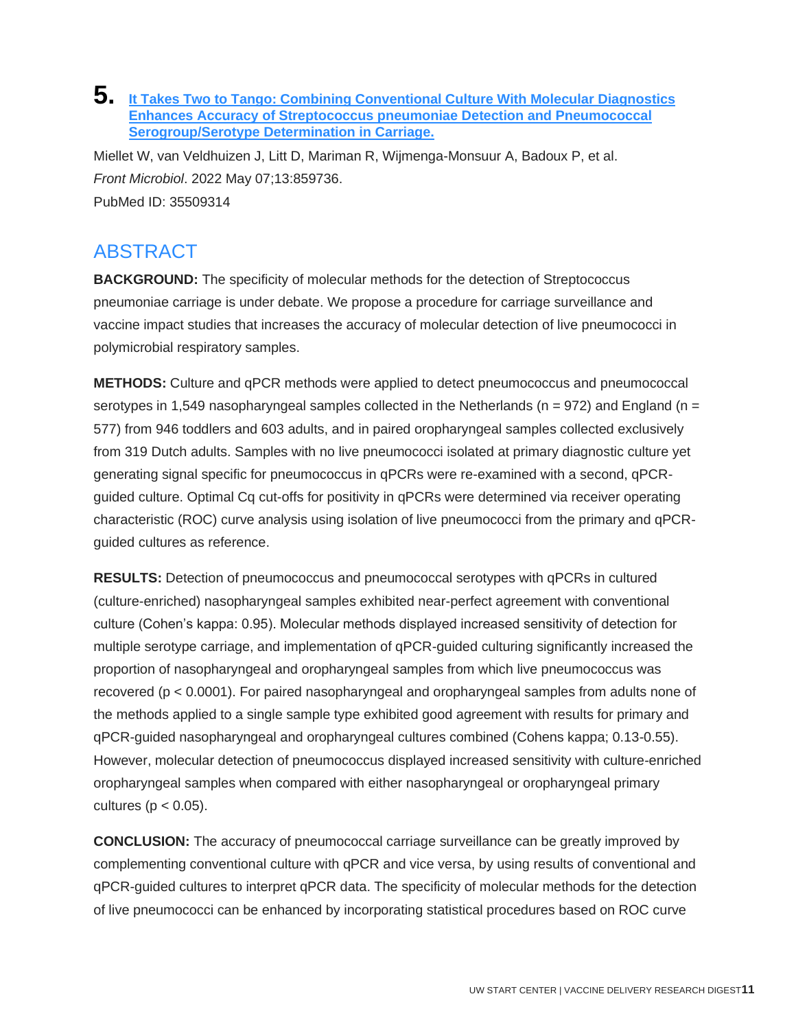## 5. [It Takes Two to Tango: Combining Conventional Culture With Molecular Diagnostics Enhances Accuracy of Streptococcus pneumoniae Detection and Pneumococcal Serogroup/Serotype Determination in Carriage.]

Miellet W, van Veldhuizen J, Litt D, Mariman R, Wijmenga-Monsuur A, Badoux P, et al.
*Front Microbiol*. 2022 May 07;13:859736.
PubMed ID: 35509314

## ABSTRACT

**BACKGROUND:** The specificity of molecular methods for the detection of Streptococcus pneumoniae carriage is under debate. We propose a procedure for carriage surveillance and vaccine impact studies that increases the accuracy of molecular detection of live pneumococci in polymicrobial respiratory samples.

**METHODS:** Culture and qPCR methods were applied to detect pneumococcus and pneumococcal serotypes in 1,549 nasopharyngeal samples collected in the Netherlands (n = 972) and England (n = 577) from 946 toddlers and 603 adults, and in paired oropharyngeal samples collected exclusively from 319 Dutch adults. Samples with no live pneumococci isolated at primary diagnostic culture yet generating signal specific for pneumococcus in qPCRs were re-examined with a second, qPCR-guided culture. Optimal Cq cut-offs for positivity in qPCRs were determined via receiver operating characteristic (ROC) curve analysis using isolation of live pneumococci from the primary and qPCR-guided cultures as reference.

**RESULTS:** Detection of pneumococcus and pneumococcal serotypes with qPCRs in cultured (culture-enriched) nasopharyngeal samples exhibited near-perfect agreement with conventional culture (Cohen's kappa: 0.95). Molecular methods displayed increased sensitivity of detection for multiple serotype carriage, and implementation of qPCR-guided culturing significantly increased the proportion of nasopharyngeal and oropharyngeal samples from which live pneumococcus was recovered ($p < 0.0001$). For paired nasopharyngeal and oropharyngeal samples from adults none of the methods applied to a single sample type exhibited good agreement with results for primary and qPCR-guided nasopharyngeal and oropharyngeal cultures combined (Cohens kappa; 0.13-0.55). However, molecular detection of pneumococcus displayed increased sensitivity with culture-enriched oropharyngeal samples when compared with either nasopharyngeal or oropharyngeal primary cultures ($p < 0.05$).

**CONCLUSION:** The accuracy of pneumococcal carriage surveillance can be greatly improved by complementing conventional culture with qPCR and vice versa, by using results of conventional and qPCR-guided cultures to interpret qPCR data. The specificity of molecular methods for the detection of live pneumococci can be enhanced by incorporating statistical procedures based on ROC curve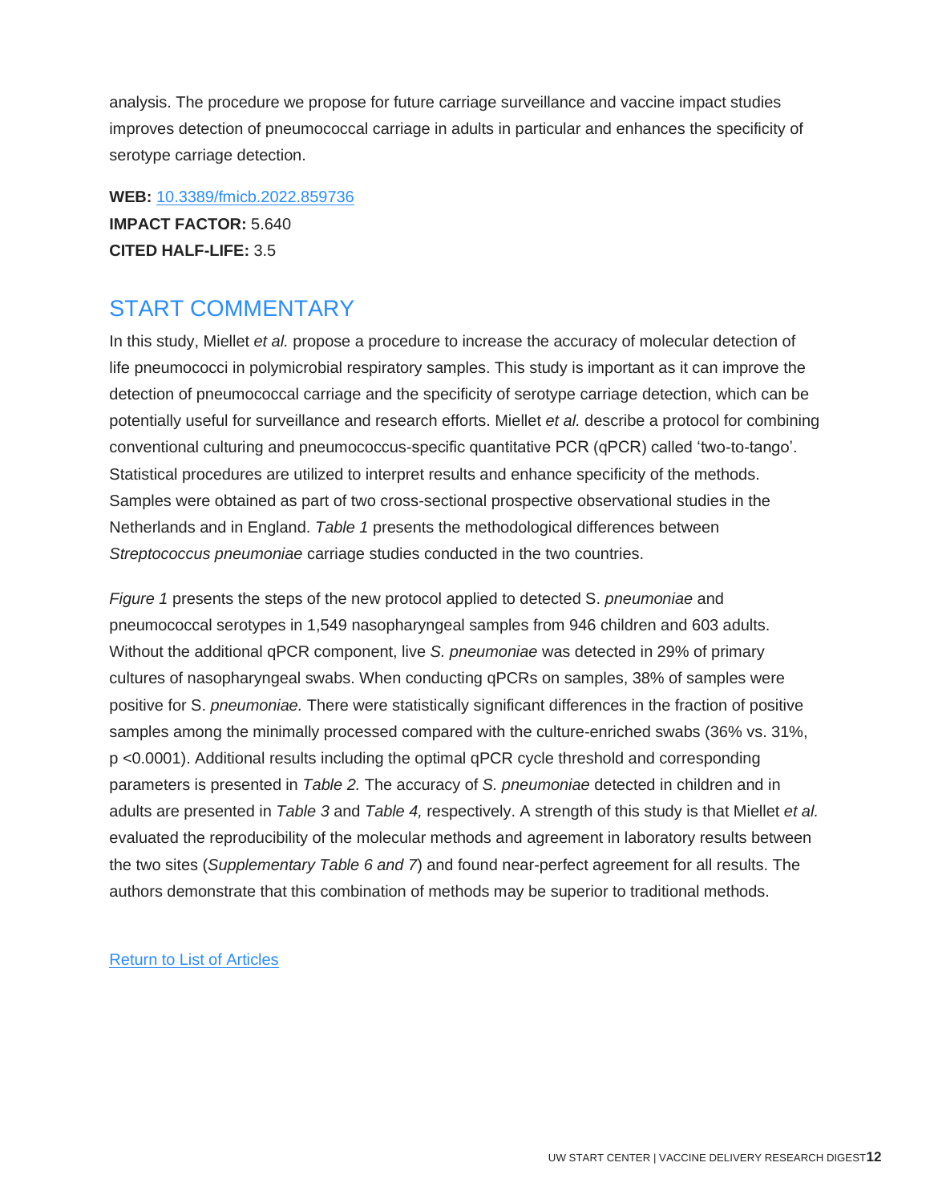analysis. The procedure we propose for future carriage surveillance and vaccine impact studies improves detection of pneumococcal carriage in adults in particular and enhances the specificity of serotype carriage detection.

**WEB:** [10.3389/fmicb.2022.859736](https://doi.org/10.3389/fmicb.2022.859736)
**IMPACT FACTOR:** 5.640
**CITED HALF-LIFE:** 3.5

## START COMMENTARY

In this study, Miellet *et al.* propose a procedure to increase the accuracy of molecular detection of life pneumococci in polymicrobial respiratory samples. This study is important as it can improve the detection of pneumococcal carriage and the specificity of serotype carriage detection, which can be potentially useful for surveillance and research efforts. Miellet *et al.* describe a protocol for combining conventional culturing and pneumococcus-specific quantitative PCR (qPCR) called 'two-to-tango'. Statistical procedures are utilized to interpret results and enhance specificity of the methods. Samples were obtained as part of two cross-sectional prospective observational studies in the Netherlands and in England. *Table 1* presents the methodological differences between *Streptococcus pneumoniae* carriage studies conducted in the two countries.

*Figure 1* presents the steps of the new protocol applied to detected S. *pneumoniae* and pneumococcal serotypes in 1,549 nasopharyngeal samples from 946 children and 603 adults. Without the additional qPCR component, live *S. pneumoniae* was detected in 29% of primary cultures of nasopharyngeal swabs. When conducting qPCRs on samples, 38% of samples were positive for S. *pneumoniae.* There were statistically significant differences in the fraction of positive samples among the minimally processed compared with the culture-enriched swabs (36% vs. 31%, p <0.0001). Additional results including the optimal qPCR cycle threshold and corresponding parameters is presented in *Table 2.* The accuracy of *S. pneumoniae* detected in children and in adults are presented in *Table 3* and *Table 4,* respectively. A strength of this study is that Miellet *et al.* evaluated the reproducibility of the molecular methods and agreement in laboratory results between the two sites (*Supplementary Table 6 and 7*) and found near-perfect agreement for all results. The authors demonstrate that this combination of methods may be superior to traditional methods.

Return to List of Articles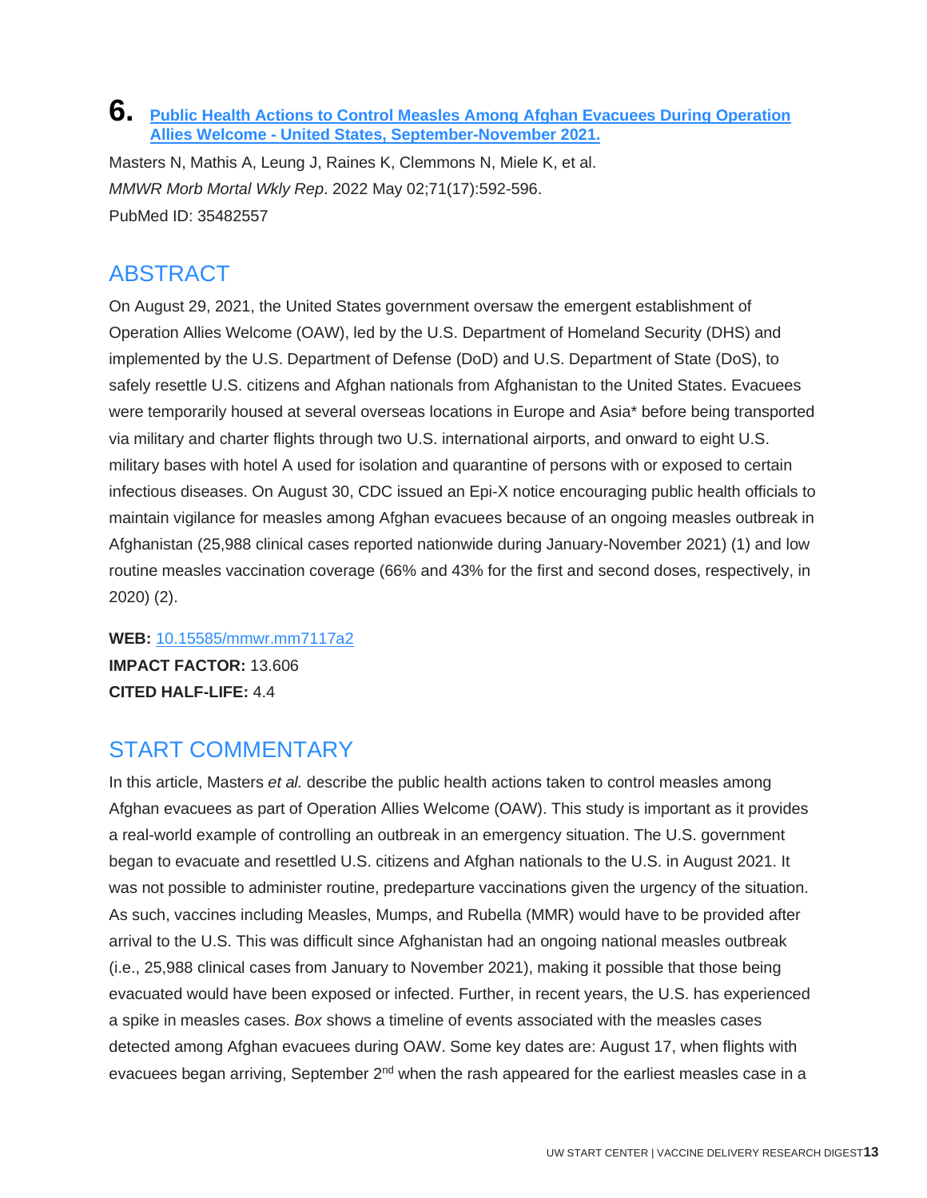## 6. [Public Health Actions to Control Measles Among Afghan Evacuees During Operation Allies Welcome - United States, September-November 2021.](https://doi.org/10.15585/mmwr.mm7117a2)

Masters N, Mathis A, Leung J, Raines K, Clemmons N, Miele K, et al.
*MMWR Morb Mortal Wkly Rep*. 2022 May 02;71(17):592-596.
PubMed ID: 35482557

## ABSTRACT

On August 29, 2021, the United States government oversaw the emergent establishment of Operation Allies Welcome (OAW), led by the U.S. Department of Homeland Security (DHS) and implemented by the U.S. Department of Defense (DoD) and U.S. Department of State (DoS), to safely resettle U.S. citizens and Afghan nationals from Afghanistan to the United States. Evacuees were temporarily housed at several overseas locations in Europe and Asia* before being transported via military and charter flights through two U.S. international airports, and onward to eight U.S. military bases with hotel A used for isolation and quarantine of persons with or exposed to certain infectious diseases. On August 30, CDC issued an Epi-X notice encouraging public health officials to maintain vigilance for measles among Afghan evacuees because of an ongoing measles outbreak in Afghanistan (25,988 clinical cases reported nationwide during January-November 2021) (1) and low routine measles vaccination coverage (66% and 43% for the first and second doses, respectively, in 2020) (2).

**WEB:** [10.15585/mmwr.mm7117a2](https://doi.org/10.15585/mmwr.mm7117a2)
**IMPACT FACTOR:** 13.606
**CITED HALF-LIFE:** 4.4

## START COMMENTARY

In this article, Masters *et al.* describe the public health actions taken to control measles among Afghan evacuees as part of Operation Allies Welcome (OAW). This study is important as it provides a real-world example of controlling an outbreak in an emergency situation. The U.S. government began to evacuate and resettled U.S. citizens and Afghan nationals to the U.S. in August 2021. It was not possible to administer routine, predeparture vaccinations given the urgency of the situation. As such, vaccines including Measles, Mumps, and Rubella (MMR) would have to be provided after arrival to the U.S. This was difficult since Afghanistan had an ongoing national measles outbreak (i.e., 25,988 clinical cases from January to November 2021), making it possible that those being evacuated would have been exposed or infected. Further, in recent years, the U.S. has experienced a spike in measles cases. *Box* shows a timeline of events associated with the measles cases detected among Afghan evacuees during OAW. Some key dates are: August 17, when flights with evacuees began arriving, September 2nd when the rash appeared for the earliest measles case in a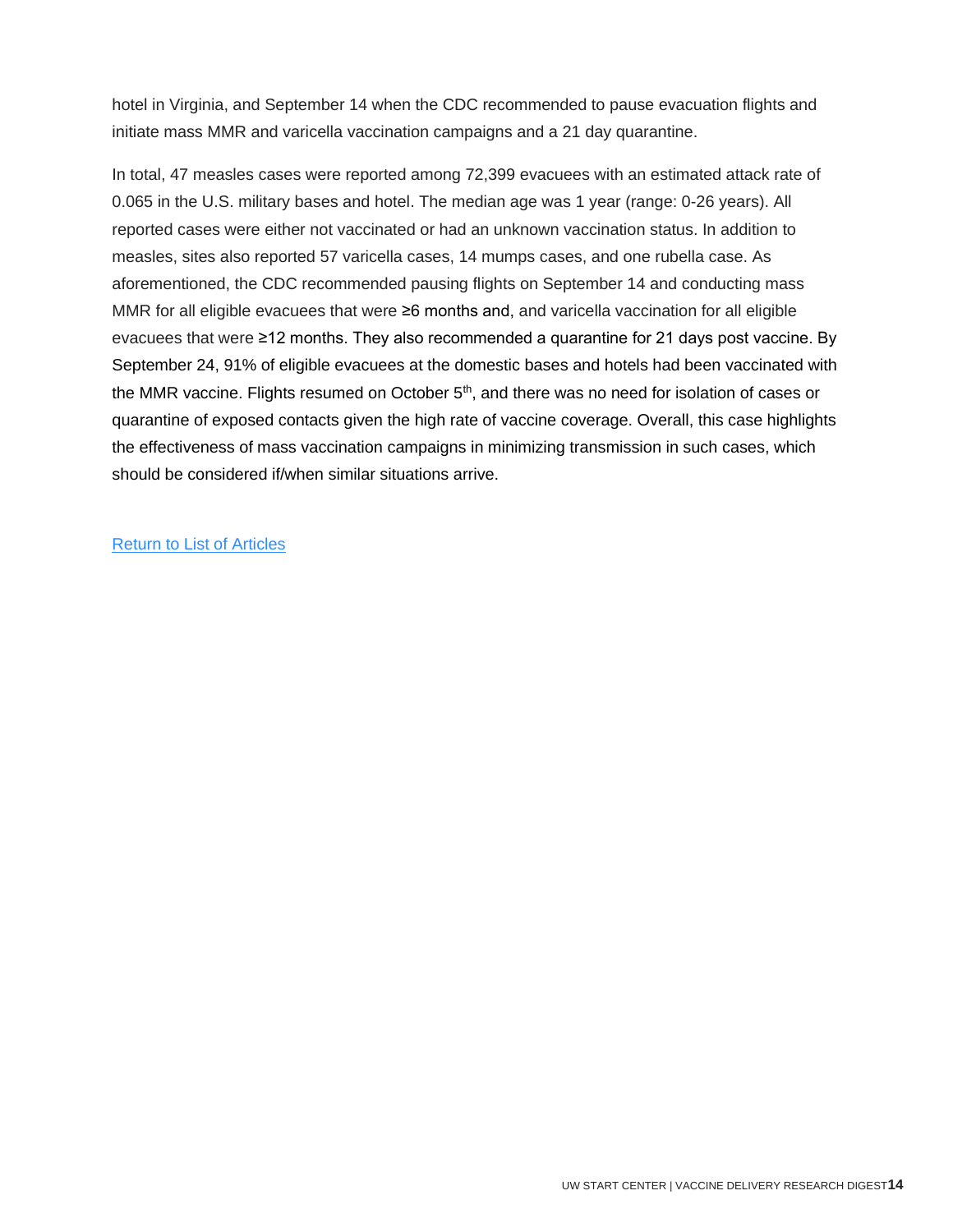hotel in Virginia, and September 14 when the CDC recommended to pause evacuation flights and initiate mass MMR and varicella vaccination campaigns and a 21 day quarantine.

In total, 47 measles cases were reported among 72,399 evacuees with an estimated attack rate of 0.065 in the U.S. military bases and hotel. The median age was 1 year (range: 0-26 years). All reported cases were either not vaccinated or had an unknown vaccination status. In addition to measles, sites also reported 57 varicella cases, 14 mumps cases, and one rubella case. As aforementioned, the CDC recommended pausing flights on September 14 and conducting mass MMR for all eligible evacuees that were ≥6 months and, and varicella vaccination for all eligible evacuees that were ≥12 months. They also recommended a quarantine for 21 days post vaccine. By September 24, 91% of eligible evacuees at the domestic bases and hotels had been vaccinated with the MMR vaccine. Flights resumed on October 5th, and there was no need for isolation of cases or quarantine of exposed contacts given the high rate of vaccine coverage. Overall, this case highlights the effectiveness of mass vaccination campaigns in minimizing transmission in such cases, which should be considered if/when similar situations arrive.

Return to List of Articles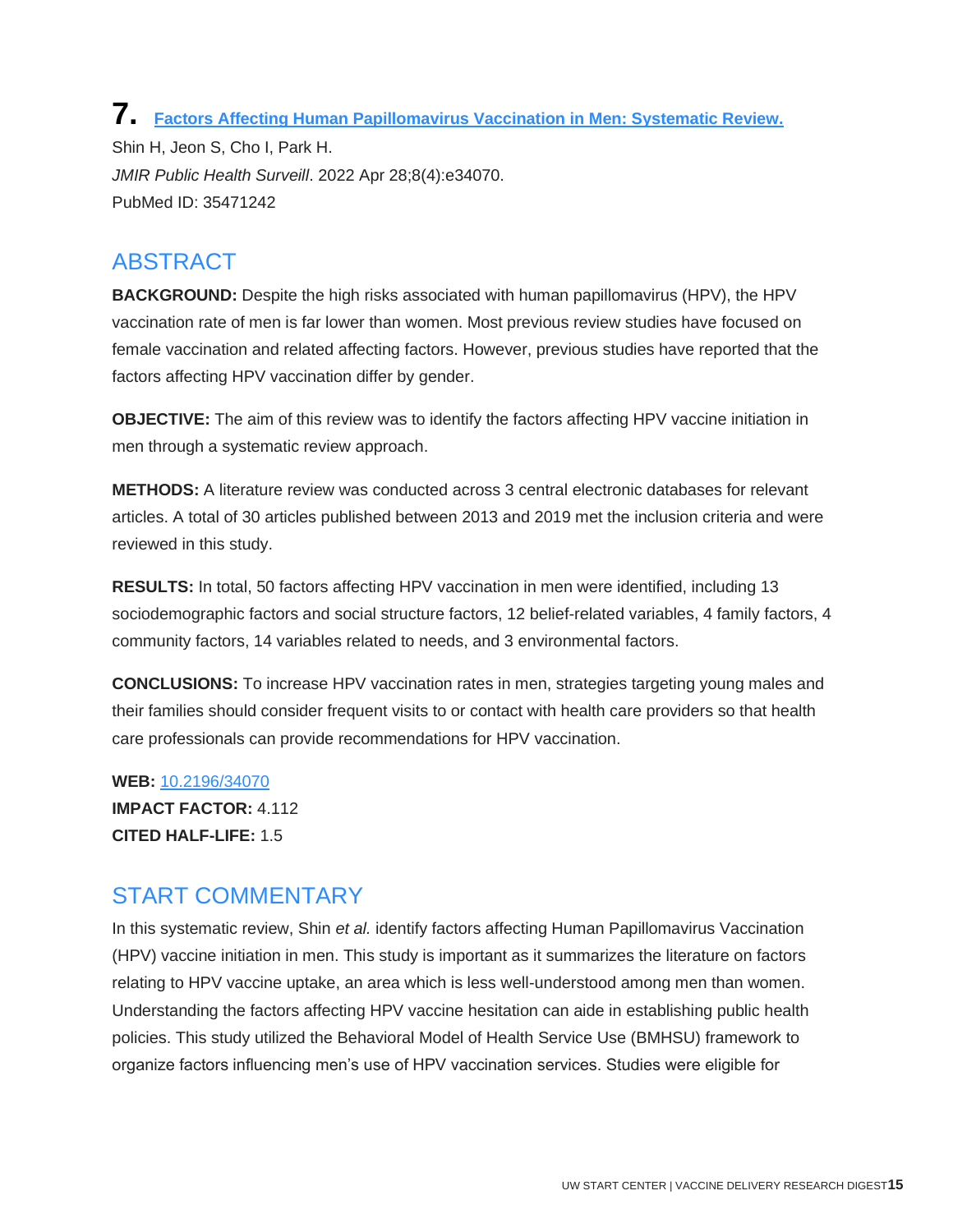# 7. [Factors Affecting Human Papillomavirus Vaccination in Men: Systematic Review.](#)

Shin H, Jeon S, Cho I, Park H.

*JMIR Public Health Surveill*. 2022 Apr 28;8(4):e34070.

PubMed ID: 35471242

## ABSTRACT

**BACKGROUND:** Despite the high risks associated with human papillomavirus (HPV), the HPV vaccination rate of men is far lower than women. Most previous review studies have focused on female vaccination and related affecting factors. However, previous studies have reported that the factors affecting HPV vaccination differ by gender.

**OBJECTIVE:** The aim of this review was to identify the factors affecting HPV vaccine initiation in men through a systematic review approach.

**METHODS:** A literature review was conducted across 3 central electronic databases for relevant articles. A total of 30 articles published between 2013 and 2019 met the inclusion criteria and were reviewed in this study.

**RESULTS:** In total, 50 factors affecting HPV vaccination in men were identified, including 13 sociodemographic factors and social structure factors, 12 belief-related variables, 4 family factors, 4 community factors, 14 variables related to needs, and 3 environmental factors.

**CONCLUSIONS:** To increase HPV vaccination rates in men, strategies targeting young males and their families should consider frequent visits to or contact with health care providers so that health care professionals can provide recommendations for HPV vaccination.

**WEB:** [10.2196/34070](#)
**IMPACT FACTOR:** 4.112
**CITED HALF-LIFE:** 1.5

## START COMMENTARY

In this systematic review, Shin *et al.* identify factors affecting Human Papillomavirus Vaccination (HPV) vaccine initiation in men. This study is important as it summarizes the literature on factors relating to HPV vaccine uptake, an area which is less well-understood among men than women. Understanding the factors affecting HPV vaccine hesitation can aide in establishing public health policies. This study utilized the Behavioral Model of Health Service Use (BMHSU) framework to organize factors influencing men's use of HPV vaccination services. Studies were eligible for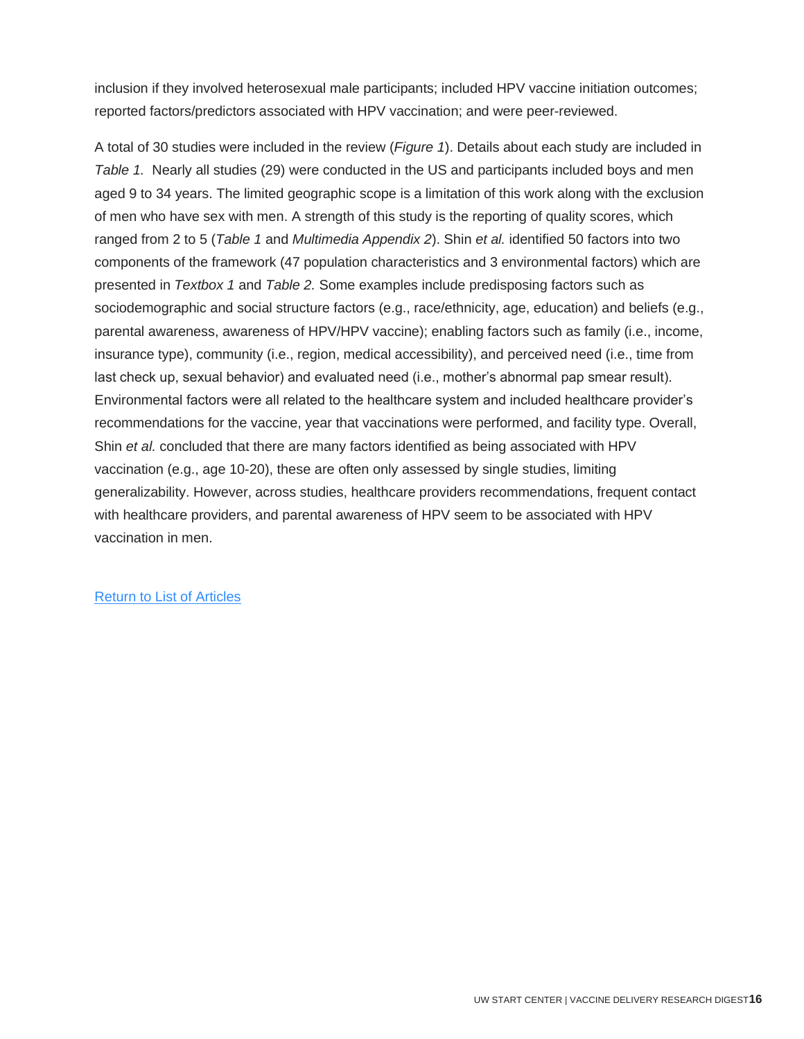inclusion if they involved heterosexual male participants; included HPV vaccine initiation outcomes; reported factors/predictors associated with HPV vaccination; and were peer-reviewed.

A total of 30 studies were included in the review (*Figure 1*). Details about each study are included in *Table 1.* Nearly all studies (29) were conducted in the US and participants included boys and men aged 9 to 34 years. The limited geographic scope is a limitation of this work along with the exclusion of men who have sex with men. A strength of this study is the reporting of quality scores, which ranged from 2 to 5 (*Table 1* and *Multimedia Appendix 2*). Shin *et al.* identified 50 factors into two components of the framework (47 population characteristics and 3 environmental factors) which are presented in *Textbox 1* and *Table 2.* Some examples include predisposing factors such as sociodemographic and social structure factors (e.g., race/ethnicity, age, education) and beliefs (e.g., parental awareness, awareness of HPV/HPV vaccine); enabling factors such as family (i.e., income, insurance type), community (i.e., region, medical accessibility), and perceived need (i.e., time from last check up, sexual behavior) and evaluated need (i.e., mother's abnormal pap smear result). Environmental factors were all related to the healthcare system and included healthcare provider's recommendations for the vaccine, year that vaccinations were performed, and facility type. Overall, Shin *et al.* concluded that there are many factors identified as being associated with HPV vaccination (e.g., age 10-20), these are often only assessed by single studies, limiting generalizability. However, across studies, healthcare providers recommendations, frequent contact with healthcare providers, and parental awareness of HPV seem to be associated with HPV vaccination in men.

[Return to List of Articles]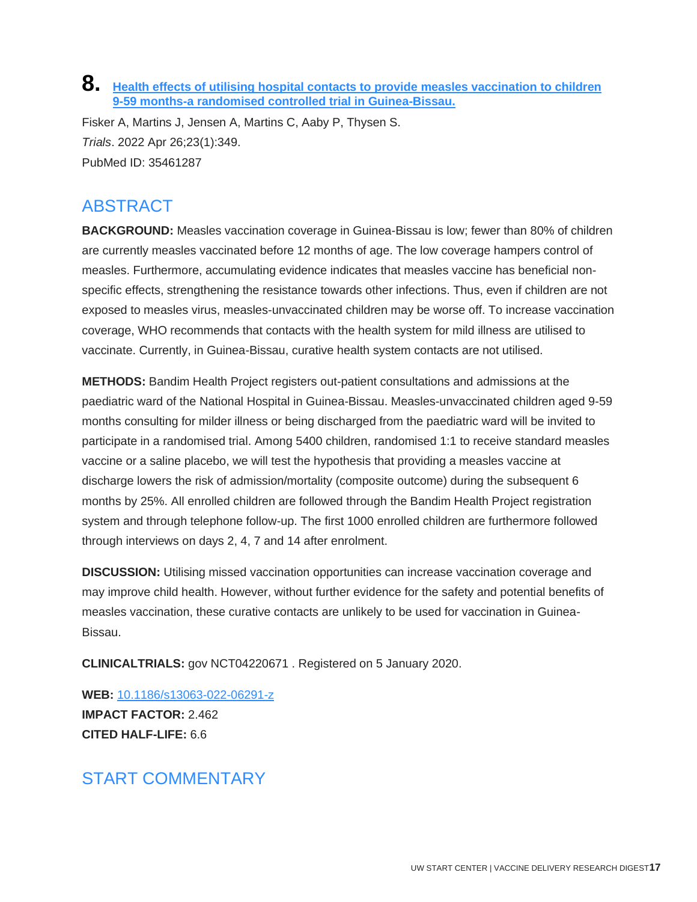## 8. [Health effects of utilising hospital contacts to provide measles vaccination to children 9-59 months-a randomised controlled trial in Guinea-Bissau.](https://doi.org/10.1186/s13063-022-06291-z)

Fisker A, Martins J, Jensen A, Martins C, Aaby P, Thysen S.

*Trials*. 2022 Apr 26;23(1):349.

PubMed ID: 35461287

## ABSTRACT

**BACKGROUND:** Measles vaccination coverage in Guinea-Bissau is low; fewer than 80% of children are currently measles vaccinated before 12 months of age. The low coverage hampers control of measles. Furthermore, accumulating evidence indicates that measles vaccine has beneficial non-specific effects, strengthening the resistance towards other infections. Thus, even if children are not exposed to measles virus, measles-unvaccinated children may be worse off. To increase vaccination coverage, WHO recommends that contacts with the health system for mild illness are utilised to vaccinate. Currently, in Guinea-Bissau, curative health system contacts are not utilised.

**METHODS:** Bandim Health Project registers out-patient consultations and admissions at the paediatric ward of the National Hospital in Guinea-Bissau. Measles-unvaccinated children aged 9-59 months consulting for milder illness or being discharged from the paediatric ward will be invited to participate in a randomised trial. Among 5400 children, randomised 1:1 to receive standard measles vaccine or a saline placebo, we will test the hypothesis that providing a measles vaccine at discharge lowers the risk of admission/mortality (composite outcome) during the subsequent 6 months by 25%. All enrolled children are followed through the Bandim Health Project registration system and through telephone follow-up. The first 1000 enrolled children are furthermore followed through interviews on days 2, 4, 7 and 14 after enrolment.

**DISCUSSION:** Utilising missed vaccination opportunities can increase vaccination coverage and may improve child health. However, without further evidence for the safety and potential benefits of measles vaccination, these curative contacts are unlikely to be used for vaccination in Guinea-Bissau.

**CLINICALTRIALS:** gov NCT04220671 . Registered on 5 January 2020.

**WEB:** [10.1186/s13063-022-06291-z](https://doi.org/10.1186/s13063-022-06291-z)
**IMPACT FACTOR:** 2.462
**CITED HALF-LIFE:** 6.6

## START COMMENTARY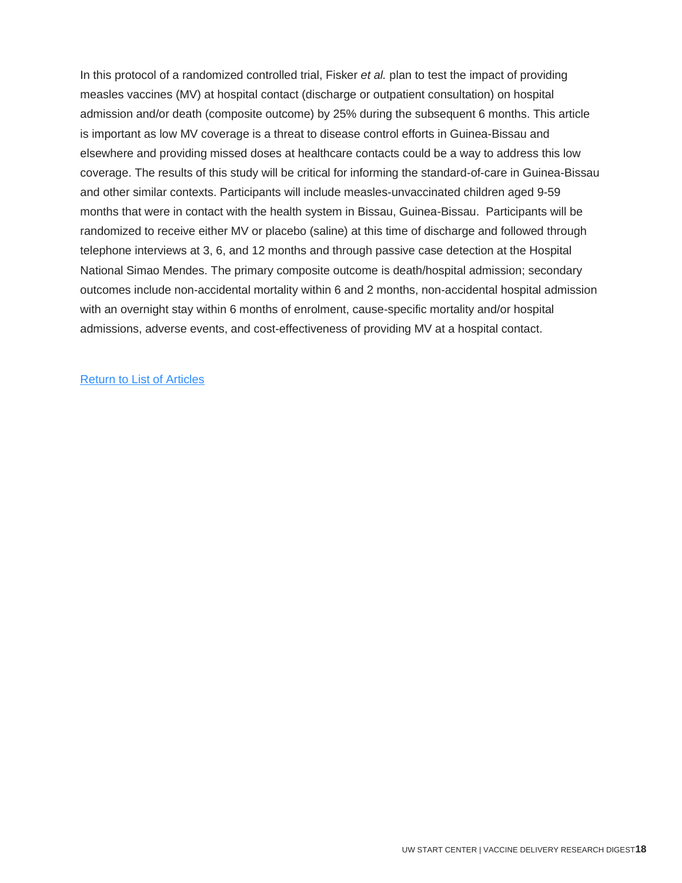In this protocol of a randomized controlled trial, Fisker *et al.* plan to test the impact of providing measles vaccines (MV) at hospital contact (discharge or outpatient consultation) on hospital admission and/or death (composite outcome) by 25% during the subsequent 6 months. This article is important as low MV coverage is a threat to disease control efforts in Guinea-Bissau and elsewhere and providing missed doses at healthcare contacts could be a way to address this low coverage. The results of this study will be critical for informing the standard-of-care in Guinea-Bissau and other similar contexts. Participants will include measles-unvaccinated children aged 9-59 months that were in contact with the health system in Bissau, Guinea-Bissau.  Participants will be randomized to receive either MV or placebo (saline) at this time of discharge and followed through telephone interviews at 3, 6, and 12 months and through passive case detection at the Hospital National Simao Mendes. The primary composite outcome is death/hospital admission; secondary outcomes include non-accidental mortality within 6 and 2 months, non-accidental hospital admission with an overnight stay within 6 months of enrolment, cause-specific mortality and/or hospital admissions, adverse events, and cost-effectiveness of providing MV at a hospital contact.

Return to List of Articles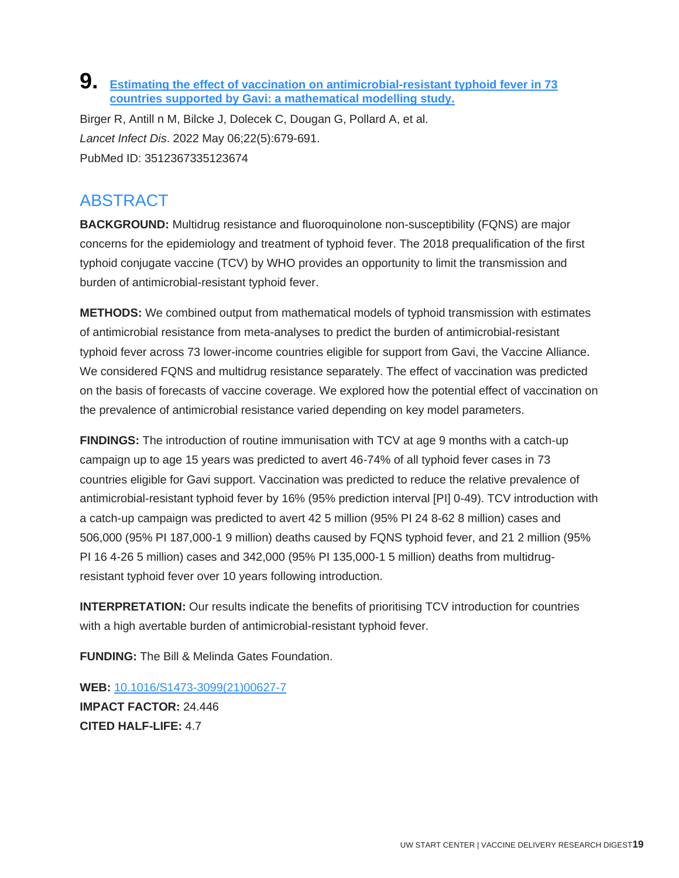## 9. [Estimating the effect of vaccination on antimicrobial-resistant typhoid fever in 73 countries supported by Gavi: a mathematical modelling study.](https://doi.org/10.1016/S1473-3099(21)00627-7)

Birger R, Antill n M, Bilcke J, Dolecek C, Dougan G, Pollard A, et al.

*Lancet Infect Dis*. 2022 May 06;22(5):679-691.

PubMed ID: 3512367335123674

## ABSTRACT

**BACKGROUND:** Multidrug resistance and fluoroquinolone non-susceptibility (FQNS) are major concerns for the epidemiology and treatment of typhoid fever. The 2018 prequalification of the first typhoid conjugate vaccine (TCV) by WHO provides an opportunity to limit the transmission and burden of antimicrobial-resistant typhoid fever.

**METHODS:** We combined output from mathematical models of typhoid transmission with estimates of antimicrobial resistance from meta-analyses to predict the burden of antimicrobial-resistant typhoid fever across 73 lower-income countries eligible for support from Gavi, the Vaccine Alliance. We considered FQNS and multidrug resistance separately. The effect of vaccination was predicted on the basis of forecasts of vaccine coverage. We explored how the potential effect of vaccination on the prevalence of antimicrobial resistance varied depending on key model parameters.

**FINDINGS:** The introduction of routine immunisation with TCV at age 9 months with a catch-up campaign up to age 15 years was predicted to avert 46-74% of all typhoid fever cases in 73 countries eligible for Gavi support. Vaccination was predicted to reduce the relative prevalence of antimicrobial-resistant typhoid fever by 16% (95% prediction interval [PI] 0-49). TCV introduction with a catch-up campaign was predicted to avert 42 5 million (95% PI 24 8-62 8 million) cases and 506,000 (95% PI 187,000-1 9 million) deaths caused by FQNS typhoid fever, and 21 2 million (95% PI 16 4-26 5 million) cases and 342,000 (95% PI 135,000-1 5 million) deaths from multidrug-resistant typhoid fever over 10 years following introduction.

**INTERPRETATION:** Our results indicate the benefits of prioritising TCV introduction for countries with a high avertable burden of antimicrobial-resistant typhoid fever.

**FUNDING:** The Bill & Melinda Gates Foundation.

**WEB:** [10.1016/S1473-3099(21)00627-7](https://doi.org/10.1016/S1473-3099(21)00627-7)
**IMPACT FACTOR:** 24.446
**CITED HALF-LIFE:** 4.7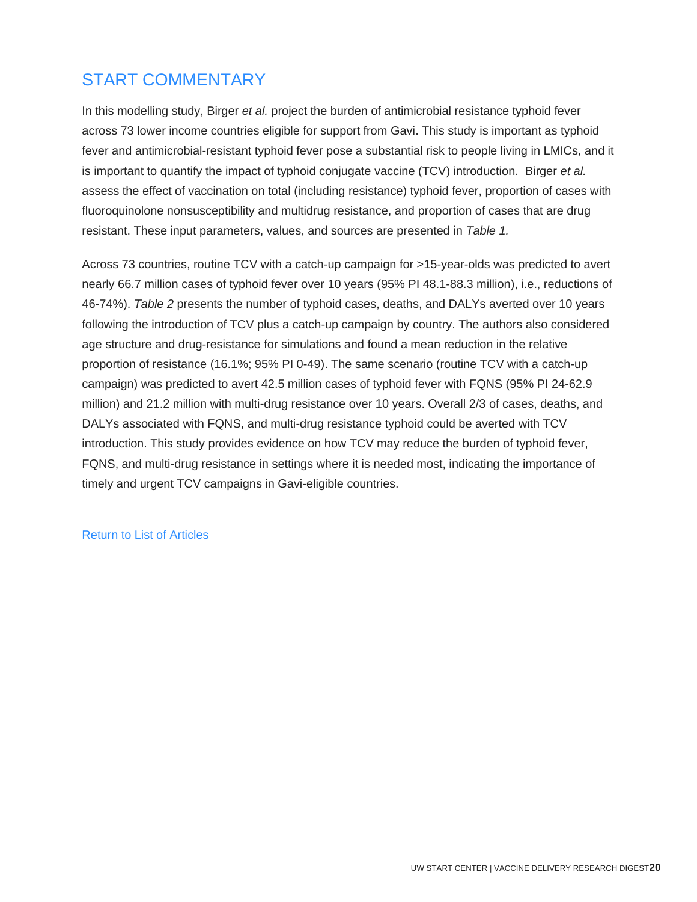## START COMMENTARY

In this modelling study, Birger *et al.* project the burden of antimicrobial resistance typhoid fever across 73 lower income countries eligible for support from Gavi. This study is important as typhoid fever and antimicrobial-resistant typhoid fever pose a substantial risk to people living in LMICs, and it is important to quantify the impact of typhoid conjugate vaccine (TCV) introduction. Birger *et al.* assess the effect of vaccination on total (including resistance) typhoid fever, proportion of cases with fluoroquinolone nonsusceptibility and multidrug resistance, and proportion of cases that are drug resistant. These input parameters, values, and sources are presented in *Table 1.*

Across 73 countries, routine TCV with a catch-up campaign for >15-year-olds was predicted to avert nearly 66.7 million cases of typhoid fever over 10 years (95% PI 48.1-88.3 million), i.e., reductions of 46-74%). *Table 2* presents the number of typhoid cases, deaths, and DALYs averted over 10 years following the introduction of TCV plus a catch-up campaign by country. The authors also considered age structure and drug-resistance for simulations and found a mean reduction in the relative proportion of resistance (16.1%; 95% PI 0-49). The same scenario (routine TCV with a catch-up campaign) was predicted to avert 42.5 million cases of typhoid fever with FQNS (95% PI 24-62.9 million) and 21.2 million with multi-drug resistance over 10 years. Overall 2/3 of cases, deaths, and DALYs associated with FQNS, and multi-drug resistance typhoid could be averted with TCV introduction. This study provides evidence on how TCV may reduce the burden of typhoid fever, FQNS, and multi-drug resistance in settings where it is needed most, indicating the importance of timely and urgent TCV campaigns in Gavi-eligible countries.

Return to List of Articles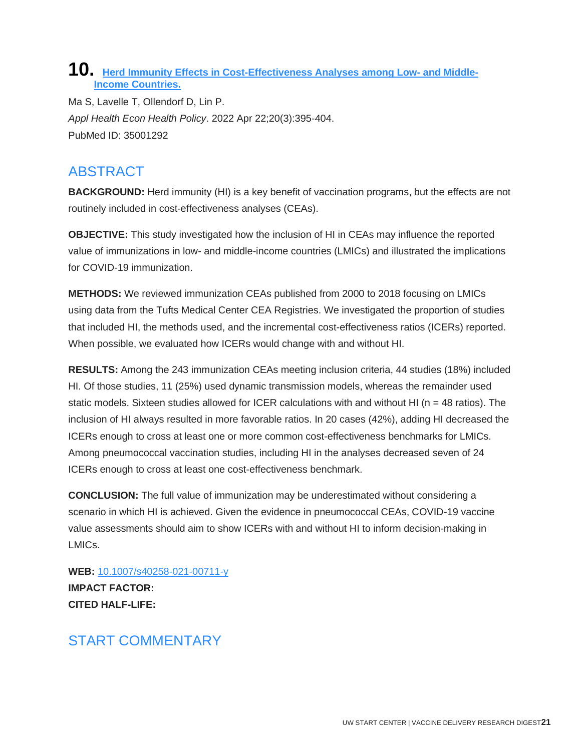# 10. [Herd Immunity Effects in Cost-Effectiveness Analyses among Low- and Middle-Income Countries.](https://doi.org/10.1007/s40258-021-00711-y)

Ma S, Lavelle T, Ollendorf D, Lin P.

*Appl Health Econ Health Policy*. 2022 Apr 22;20(3):395-404.

PubMed ID: 35001292

## ABSTRACT

**BACKGROUND:** Herd immunity (HI) is a key benefit of vaccination programs, but the effects are not routinely included in cost-effectiveness analyses (CEAs).

**OBJECTIVE:** This study investigated how the inclusion of HI in CEAs may influence the reported value of immunizations in low- and middle-income countries (LMICs) and illustrated the implications for COVID-19 immunization.

**METHODS:** We reviewed immunization CEAs published from 2000 to 2018 focusing on LMICs using data from the Tufts Medical Center CEA Registries. We investigated the proportion of studies that included HI, the methods used, and the incremental cost-effectiveness ratios (ICERs) reported. When possible, we evaluated how ICERs would change with and without HI.

**RESULTS:** Among the 243 immunization CEAs meeting inclusion criteria, 44 studies (18%) included HI. Of those studies, 11 (25%) used dynamic transmission models, whereas the remainder used static models. Sixteen studies allowed for ICER calculations with and without HI (n = 48 ratios). The inclusion of HI always resulted in more favorable ratios. In 20 cases (42%), adding HI decreased the ICERs enough to cross at least one or more common cost-effectiveness benchmarks for LMICs. Among pneumococcal vaccination studies, including HI in the analyses decreased seven of 24 ICERs enough to cross at least one cost-effectiveness benchmark.

**CONCLUSION:** The full value of immunization may be underestimated without considering a scenario in which HI is achieved. Given the evidence in pneumococcal CEAs, COVID-19 vaccine value assessments should aim to show ICERs with and without HI to inform decision-making in LMICs.

**WEB:** [10.1007/s40258-021-00711-y](https://doi.org/10.1007/s40258-021-00711-y)

**IMPACT FACTOR:**

**CITED HALF-LIFE:**

## START COMMENTARY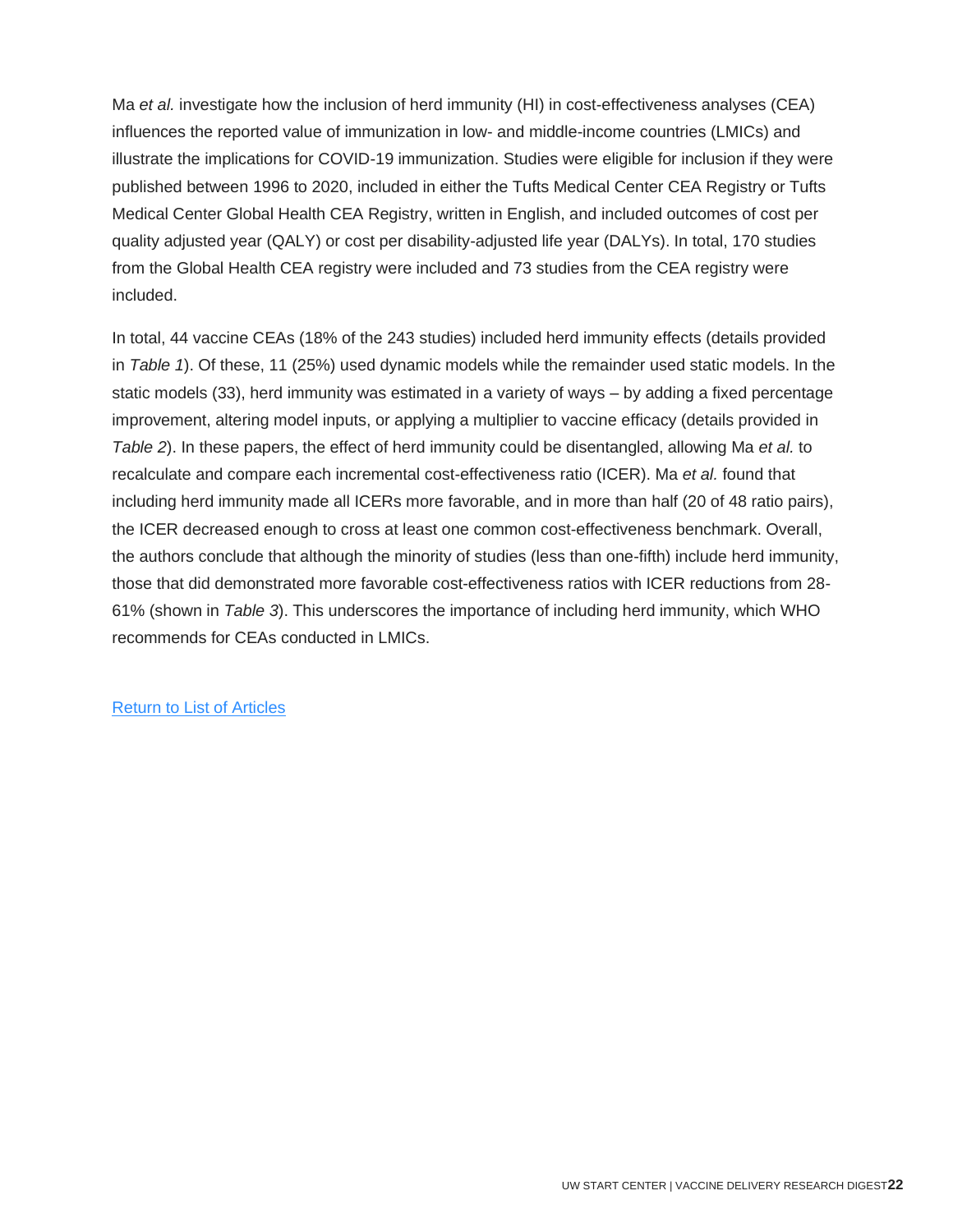Ma *et al.* investigate how the inclusion of herd immunity (HI) in cost-effectiveness analyses (CEA) influences the reported value of immunization in low- and middle-income countries (LMICs) and illustrate the implications for COVID-19 immunization. Studies were eligible for inclusion if they were published between 1996 to 2020, included in either the Tufts Medical Center CEA Registry or Tufts Medical Center Global Health CEA Registry, written in English, and included outcomes of cost per quality adjusted year (QALY) or cost per disability-adjusted life year (DALYs). In total, 170 studies from the Global Health CEA registry were included and 73 studies from the CEA registry were included.

In total, 44 vaccine CEAs (18% of the 243 studies) included herd immunity effects (details provided in *Table 1*). Of these, 11 (25%) used dynamic models while the remainder used static models. In the static models (33), herd immunity was estimated in a variety of ways – by adding a fixed percentage improvement, altering model inputs, or applying a multiplier to vaccine efficacy (details provided in *Table 2*). In these papers, the effect of herd immunity could be disentangled, allowing Ma *et al.* to recalculate and compare each incremental cost-effectiveness ratio (ICER). Ma *et al.* found that including herd immunity made all ICERs more favorable, and in more than half (20 of 48 ratio pairs), the ICER decreased enough to cross at least one common cost-effectiveness benchmark. Overall, the authors conclude that although the minority of studies (less than one-fifth) include herd immunity, those that did demonstrated more favorable cost-effectiveness ratios with ICER reductions from 28-61% (shown in *Table 3*). This underscores the importance of including herd immunity, which WHO recommends for CEAs conducted in LMICs.

[Return to List of Articles]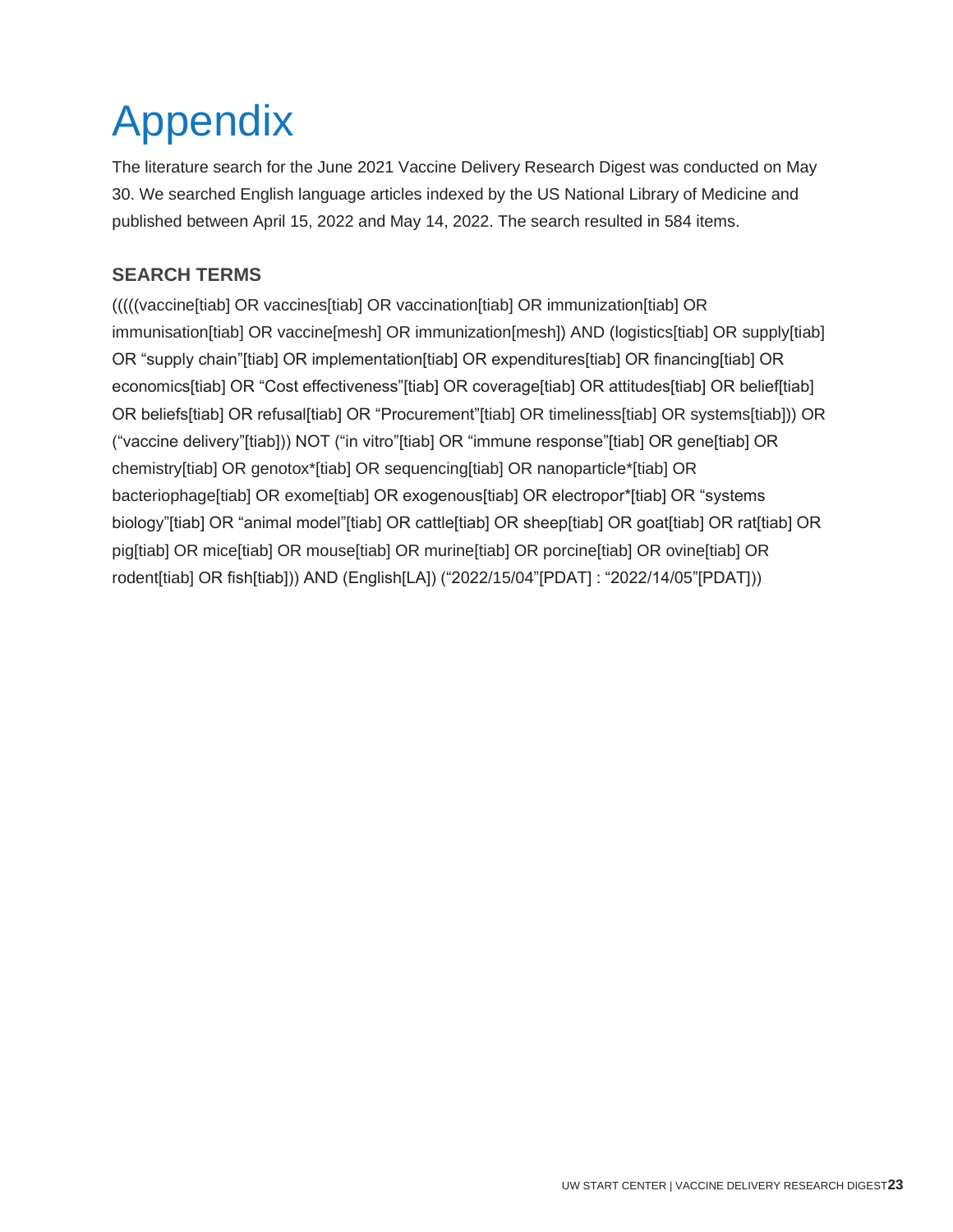# Appendix

The literature search for the June 2021 Vaccine Delivery Research Digest was conducted on May 30. We searched English language articles indexed by the US National Library of Medicine and published between April 15, 2022 and May 14, 2022. The search resulted in 584 items.

### SEARCH TERMS

(((((vaccine[tiab] OR vaccines[tiab] OR vaccination[tiab] OR immunization[tiab] OR immunisation[tiab] OR vaccine[mesh] OR immunization[mesh]) AND (logistics[tiab] OR supply[tiab] OR "supply chain"[tiab] OR implementation[tiab] OR expenditures[tiab] OR financing[tiab] OR economics[tiab] OR "Cost effectiveness"[tiab] OR coverage[tiab] OR attitudes[tiab] OR belief[tiab] OR beliefs[tiab] OR refusal[tiab] OR "Procurement"[tiab] OR timeliness[tiab] OR systems[tiab])) OR ("vaccine delivery"[tiab])) NOT ("in vitro"[tiab] OR "immune response"[tiab] OR gene[tiab] OR chemistry[tiab] OR genotox*[tiab] OR sequencing[tiab] OR nanoparticle*[tiab] OR bacteriophage[tiab] OR exome[tiab] OR exogenous[tiab] OR electropor*[tiab] OR "systems biology"[tiab] OR "animal model"[tiab] OR cattle[tiab] OR sheep[tiab] OR goat[tiab] OR rat[tiab] OR pig[tiab] OR mice[tiab] OR mouse[tiab] OR murine[tiab] OR porcine[tiab] OR ovine[tiab] OR rodent[tiab] OR fish[tiab])) AND (English[LA]) ("2022/15/04"[PDAT] : "2022/14/05"[PDAT]))